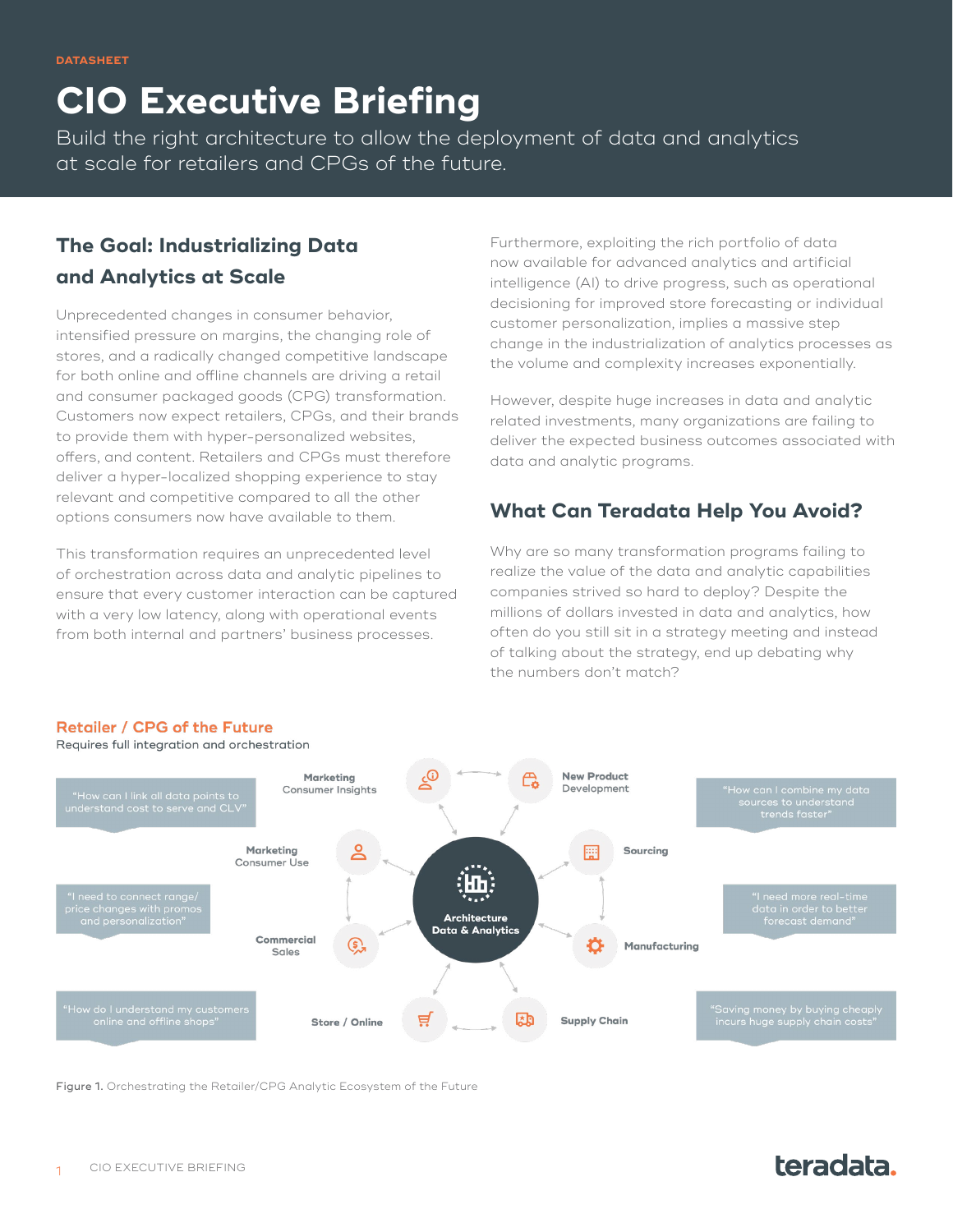DATASHEET

# CIO Executive Briefing

Build the right architecture to allow the deployment of data and analytics at scale for retailers and CPGs of the future.

## The Goal: Industrializing Data and Analytics at Scale

Unprecedented changes in consumer behavior, intensified pressure on margins, the changing role of stores, and a radically changed competitive landscape for both online and offline channels are driving a retail and consumer packaged goods (CPG) transformation. Customers now expect retailers, CPGs, and their brands to provide them with hyper-personalized websites, offers, and content. Retailers and CPGs must therefore deliver a hyper-localized shopping experience to stay relevant and competitive compared to all the other options consumers now have available to them.

This transformation requires an unprecedented level of orchestration across data and analytic pipelines to ensure that every customer interaction can be captured with a very low latency, along with operational events from both internal and partners' business processes.

Furthermore, exploiting the rich portfolio of data now available for advanced analytics and artificial intelligence (AI) to drive progress, such as operational decisioning for improved store forecasting or individual customer personalization, implies a massive step change in the industrialization of analytics processes as the volume and complexity increases exponentially.

However, despite huge increases in data and analytic related investments, many organizations are failing to deliver the expected business outcomes associated with data and analytic programs.

## What Can Teradata Help You Avoid?

Why are so many transformation programs failing to realize the value of the data and analytic capabilities companies strived so hard to deploy? Despite the millions of dollars invested in data and analytics, how often do you still sit in a strategy meeting and instead of talking about the strategy, end up debating why the numbers don't match?

### Retailer / CPG of the Future

Requires full integration and orchestration

Architecture Data & Analytics

- Marketing Consumer Insights
- New Product Development
- Sourcing
- Manufacturing
- Supply Chain
- Store / Online
- Commercial Sales
- Marketing Consumer Use

"How can I link all data points to understand cost to serve and CLV"

"How can I combine my data sources to understand trends faster"

"I need to connect range/price changes with promos and personalization"

"I need more real-time data in order to better forecast demand"

"How do I understand my customers online and offline shops"

"Saving money by buying cheaply incurs huge supply chain costs"

Figure 1. Orchestrating the Retailer/CPG Analytic Ecosystem of the Future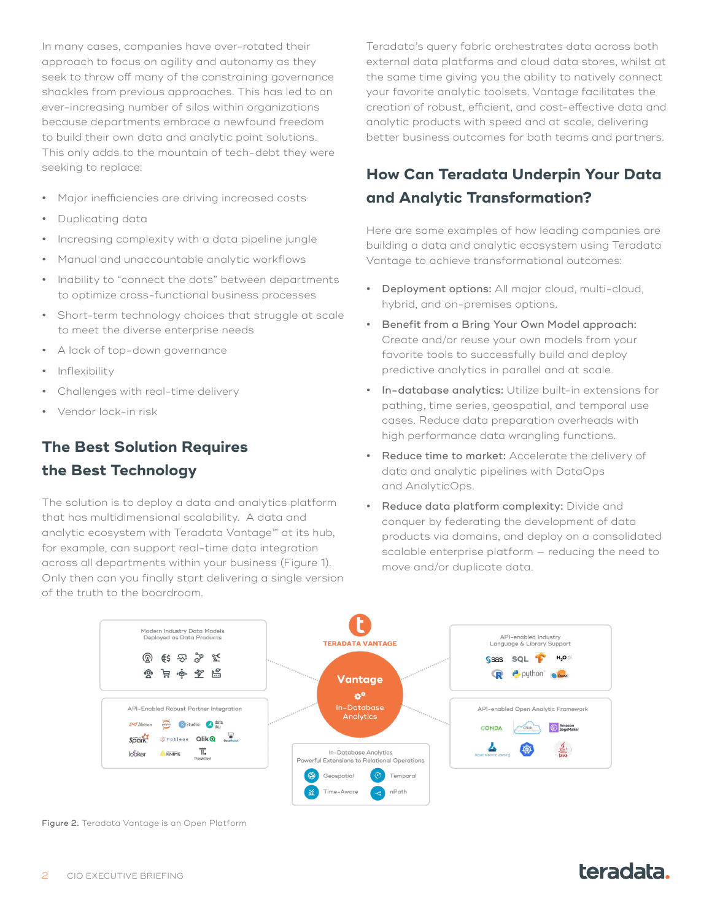In many cases, companies have over-rotated their approach to focus on agility and autonomy as they seek to throw off many of the constraining governance shackles from previous approaches. This has led to an ever-increasing number of silos within organizations because departments embrace a newfound freedom to build their own data and analytic point solutions. This only adds to the mountain of tech-debt they were seeking to replace:

- Major inefficiencies are driving increased costs
- Duplicating data
- Increasing complexity with a data pipeline jungle
- Manual and unaccountable analytic workflows
- Inability to “connect the dots” between departments to optimize cross-functional business processes
- Short-term technology choices that struggle at scale to meet the diverse enterprise needs
- A lack of top-down governance
- Inflexibility
- Challenges with real-time delivery
- Vendor lock-in risk

## The Best Solution Requires the Best Technology

The solution is to deploy a data and analytics platform that has multidimensional scalability. A data and analytic ecosystem with Teradata Vantage™ at its hub, for example, can support real-time data integration across all departments within your business (Figure 1). Only then can you finally start delivering a single version of the truth to the boardroom.

Teradata’s query fabric orchestrates data across both external data platforms and cloud data stores, whilst at the same time giving you the ability to natively connect your favorite analytic toolsets. Vantage facilitates the creation of robust, efficient, and cost-effective data and analytic products with speed and at scale, delivering better business outcomes for both teams and partners.

## How Can Teradata Underpin Your Data and Analytic Transformation?

Here are some examples of how leading companies are building a data and analytic ecosystem using Teradata Vantage to achieve transformational outcomes:

- **Deployment options:** All major cloud, multi-cloud, hybrid, and on-premises options.
- **Benefit from a Bring Your Own Model approach:** Create and/or reuse your own models from your favorite tools to successfully build and deploy predictive analytics in parallel and at scale.
- **In-database analytics:** Utilize built-in extensions for pathing, time series, geospatial, and temporal use cases. Reduce data preparation overheads with high performance data wrangling functions.
- **Reduce time to market:** Accelerate the delivery of data and analytic pipelines with DataOps and AnalyticOps.
- **Reduce data platform complexity:** Divide and conquer by federating the development of data products via domains, and deploy on a consolidated scalable enterprise platform – reducing the need to move and/or duplicate data.

**Figure 2.** Teradata Vantage is an Open Platform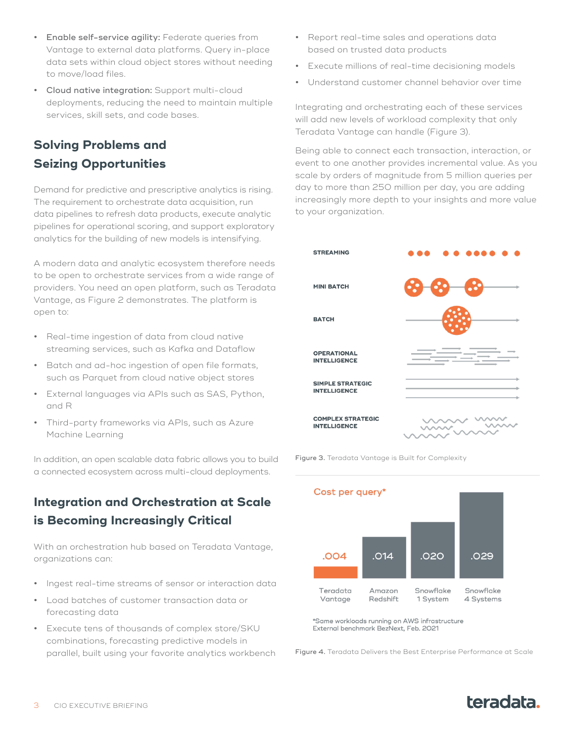- **Enable self-service agility:** Federate queries from Vantage to external data platforms. Query in-place data sets within cloud object stores without needing to move/load files.
- **Cloud native integration:** Support multi-cloud deployments, reducing the need to maintain multiple services, skill sets, and code bases.

## Solving Problems and Seizing Opportunities

Demand for predictive and prescriptive analytics is rising. The requirement to orchestrate data acquisition, run data pipelines to refresh data products, execute analytic pipelines for operational scoring, and support exploratory analytics for the building of new models is intensifying.

A modern data and analytic ecosystem therefore needs to be open to orchestrate services from a wide range of providers. You need an open platform, such as Teradata Vantage, as Figure 2 demonstrates. The platform is open to:

- Real-time ingestion of data from cloud native streaming services, such as Kafka and Dataflow
- Batch and ad-hoc ingestion of open file formats, such as Parquet from cloud native object stores
- External languages via APIs such as SAS, Python, and R
- Third-party frameworks via APIs, such as Azure Machine Learning

In addition, an open scalable data fabric allows you to build a connected ecosystem across multi-cloud deployments.

## Integration and Orchestration at Scale is Becoming Increasingly Critical

With an orchestration hub based on Teradata Vantage, organizations can:

- Ingest real-time streams of sensor or interaction data
- Load batches of customer transaction data or forecasting data
- Execute tens of thousands of complex store/SKU combinations, forecasting predictive models in parallel, built using your favorite analytics workbench
- Report real-time sales and operations data based on trusted data products
- Execute millions of real-time decisioning models
- Understand customer channel behavior over time

Integrating and orchestrating each of these services will add new levels of workload complexity that only Teradata Vantage can handle (Figure 3).

Being able to connect each transaction, interaction, or event to one another provides incremental value. As you scale by orders of magnitude from 5 million queries per day to more than 250 million per day, you are adding increasingly more depth to your insights and more value to your organization.

STREAMING

MINI BATCH

BATCH

OPERATIONAL INTELLIGENCE

SIMPLE STRATEGIC INTELLIGENCE

COMPLEX STRATEGIC INTELLIGENCE

**Figure 3.** Teradata Vantage is Built for Complexity

Cost per query*

| Teradata Vantage | Amazon Redshift | Snowflake 1 System | Snowflake 4 Systems |
| --- | --- | --- | --- |
| .004 | .014 | .020 | .029 |

*Same workloads running on AWS infrastructure
External benchmark BezNext, Feb. 2021

**Figure 4.** Teradata Delivers the Best Enterprise Performance at Scale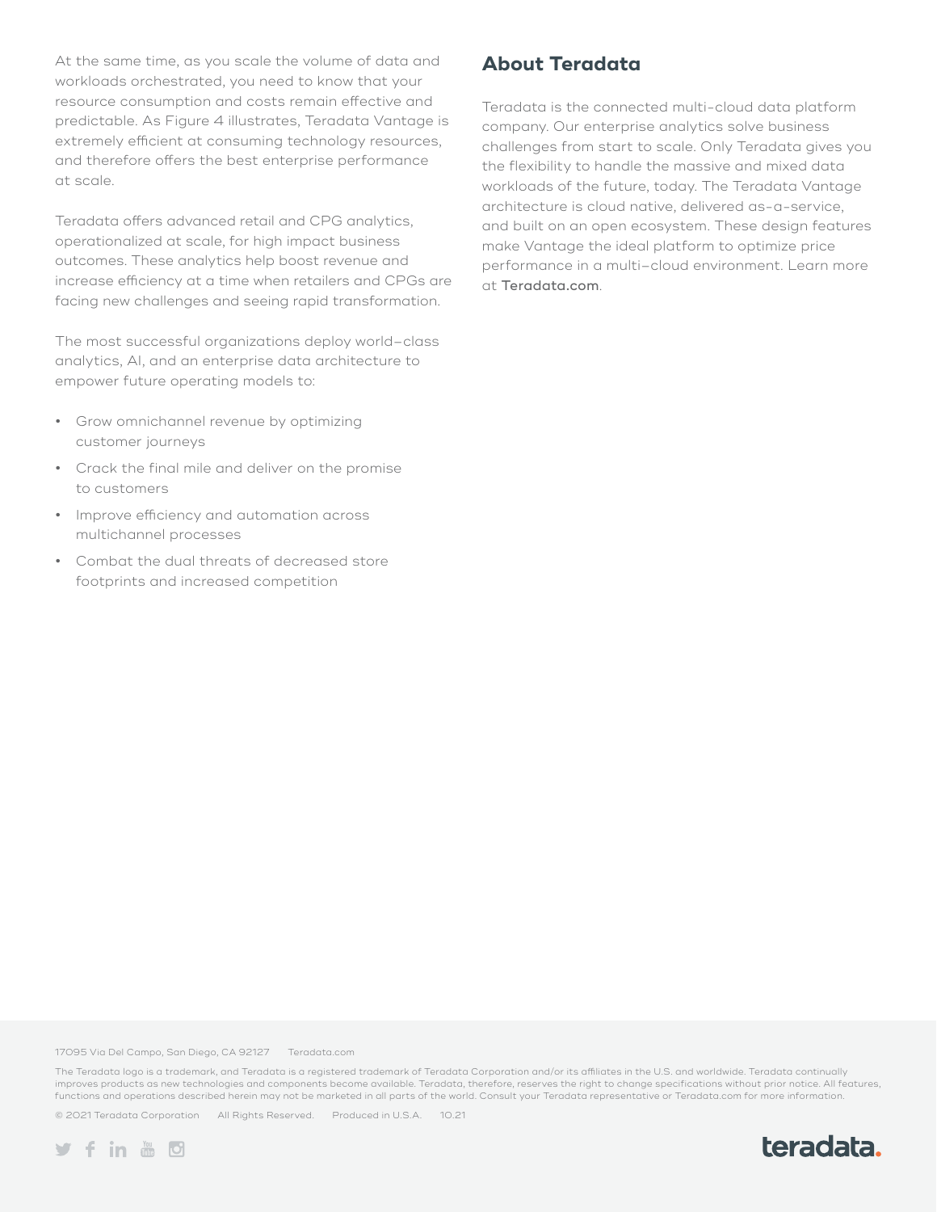At the same time, as you scale the volume of data and workloads orchestrated, you need to know that your resource consumption and costs remain effective and predictable. As Figure 4 illustrates, Teradata Vantage is extremely efficient at consuming technology resources, and therefore offers the best enterprise performance at scale.

Teradata offers advanced retail and CPG analytics, operationalized at scale, for high impact business outcomes. These analytics help boost revenue and increase efficiency at a time when retailers and CPGs are facing new challenges and seeing rapid transformation.

The most successful organizations deploy world-class analytics, AI, and an enterprise data architecture to empower future operating models to:

- Grow omnichannel revenue by optimizing customer journeys
- Crack the final mile and deliver on the promise to customers
- Improve efficiency and automation across multichannel processes
- Combat the dual threats of decreased store footprints and increased competition

## About Teradata

Teradata is the connected multi-cloud data platform company. Our enterprise analytics solve business challenges from start to scale. Only Teradata gives you the flexibility to handle the massive and mixed data workloads of the future, today. The Teradata Vantage architecture is cloud native, delivered as-a-service, and built on an open ecosystem. These design features make Vantage the ideal platform to optimize price performance in a multi-cloud environment. Learn more at **Teradata.com**.

17095 Via Del Campo, San Diego, CA 92127     Teradata.com

The Teradata logo is a trademark, and Teradata is a registered trademark of Teradata Corporation and/or its affiliates in the U.S. and worldwide. Teradata continually improves products as new technologies and components become available. Teradata, therefore, reserves the right to change specifications without prior notice. All features, functions and operations described herein may not be marketed in all parts of the world. Consult your Teradata representative or Teradata.com for more information.

© 2021 Teradata Corporation     All Rights Reserved.     Produced in U.S.A.     10.21